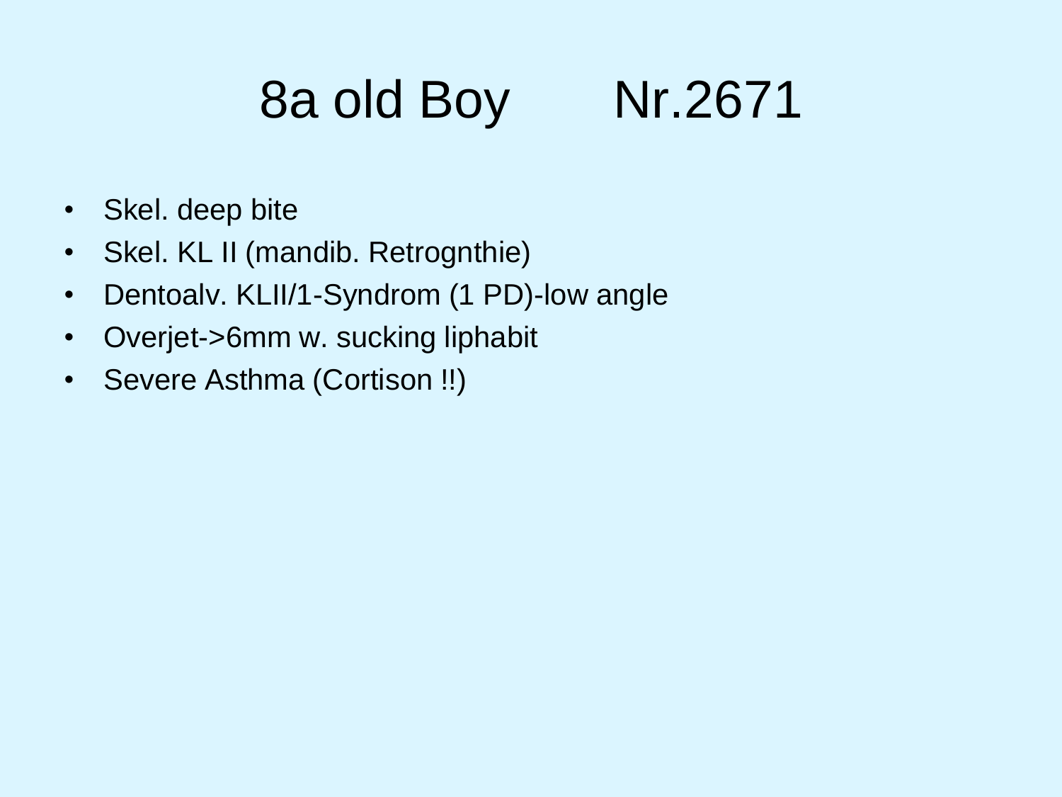# 8a old Boy Nr.2671

- Skel. deep bite
- Skel. KL II (mandib. Retrognthie)
- Dentoalv. KLII/1-Syndrom (1 PD)-low angle
- Overjet->6mm w. sucking liphabit
- Severe Asthma (Cortison !!)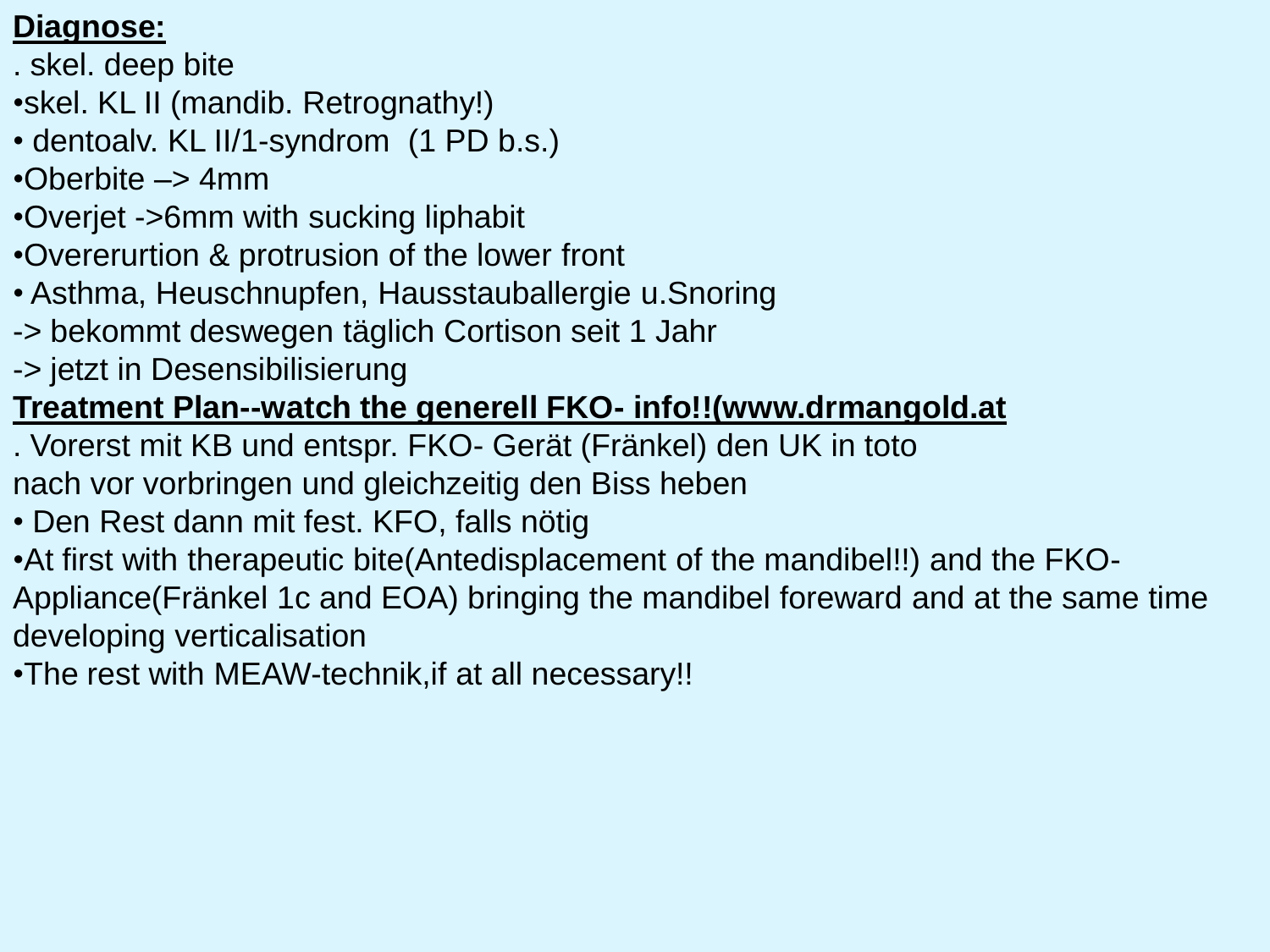**Diagnose:**

. skel. deep bite

•skel. KL II (mandib. Retrognathy!)

• dentoalv. KL II/1-syndrom  (1 PD b.s.)

•Oberbite –> 4mm

•Overjet ->6mm with sucking liphabit

•Overerurtion & protrusion of the lower front

• Asthma, Heuschnupfen, Hausstauballergie u.Snoring

-> bekommt deswegen täglich Cortison seit 1 Jahr

-> jetzt in Desensibilisierung

**Treatment Plan--watch the generell FKO- info!!(www.drmangold.at**

. Vorerst mit KB und entspr. FKO- Gerät (Fränkel) den UK in toto nach vor vorbringen und gleichzeitig den Biss heben

• Den Rest dann mit fest. KFO, falls nötig

•At first with therapeutic bite(Antedisplacement of the mandibel!!) and the FKO-Appliance(Fränkel 1c and EOA) bringing the mandibel foreward and at the same time developing verticalisation

•The rest with MEAW-technik,if at all necessary!!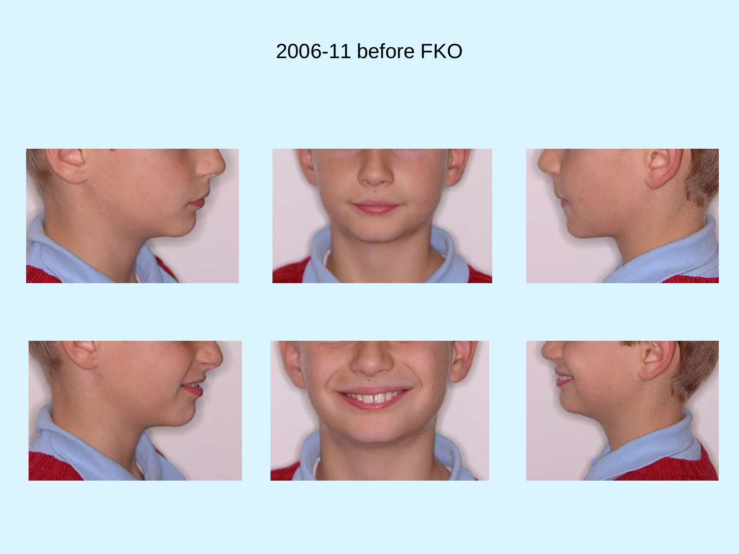# 2006-11 before FKO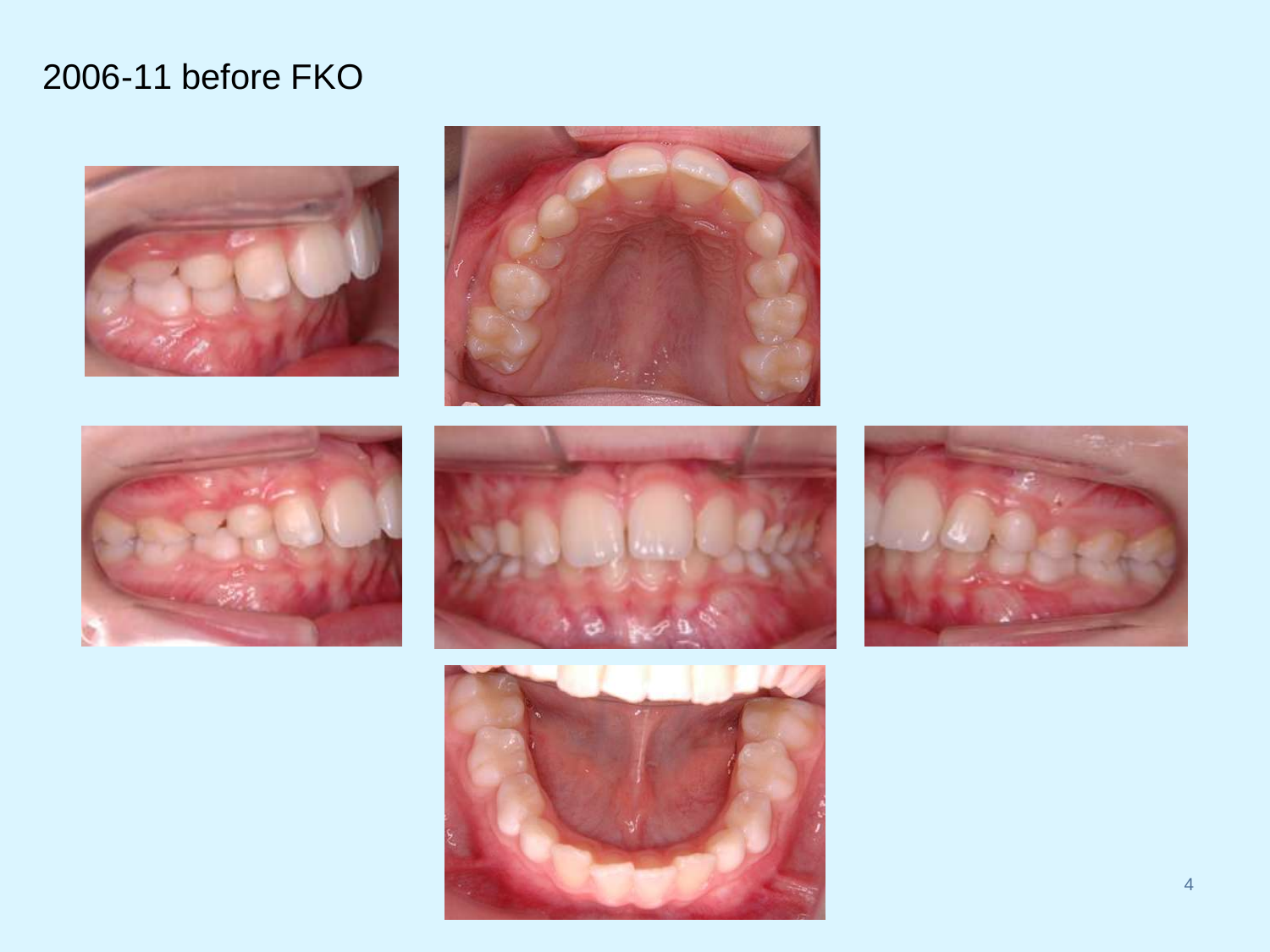# 2006-11 before FKO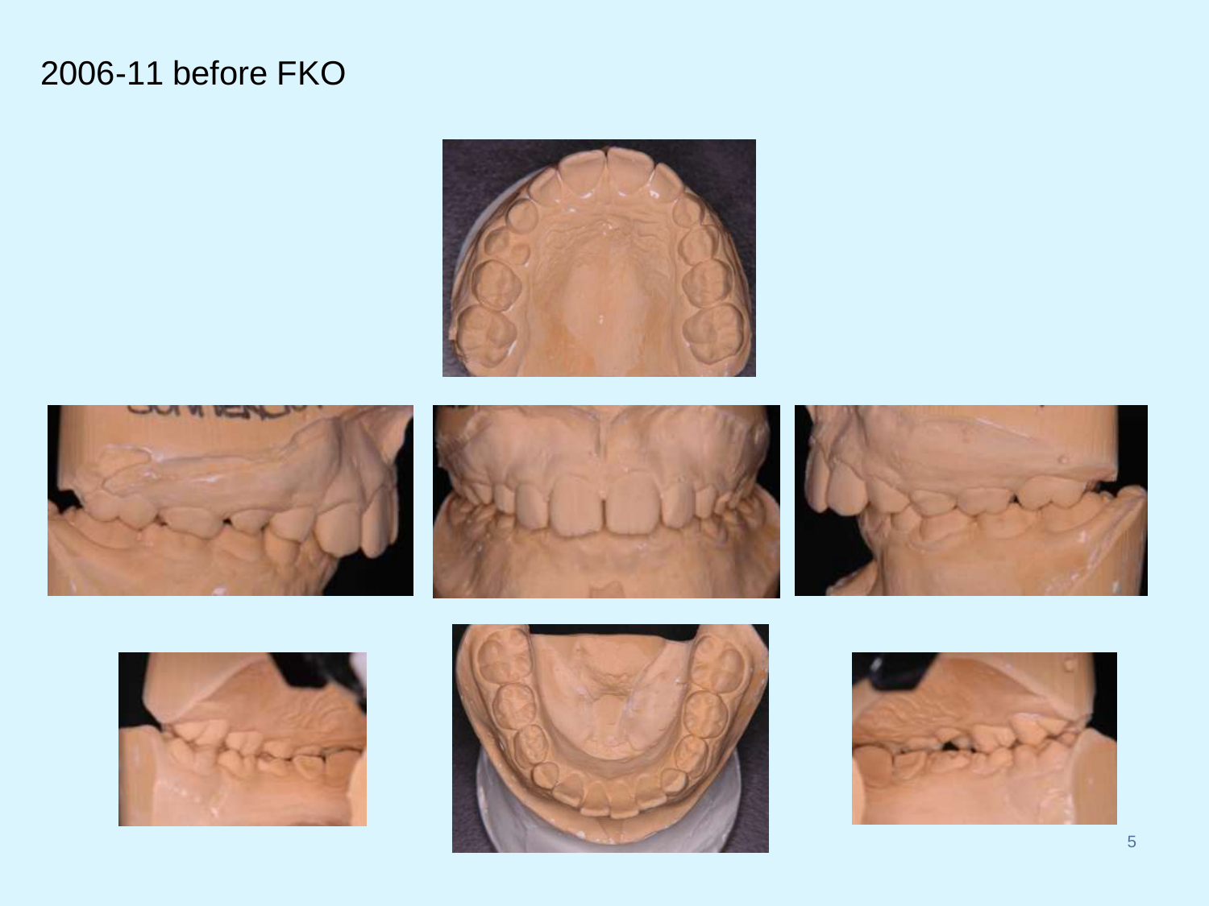# 2006-11 before FKO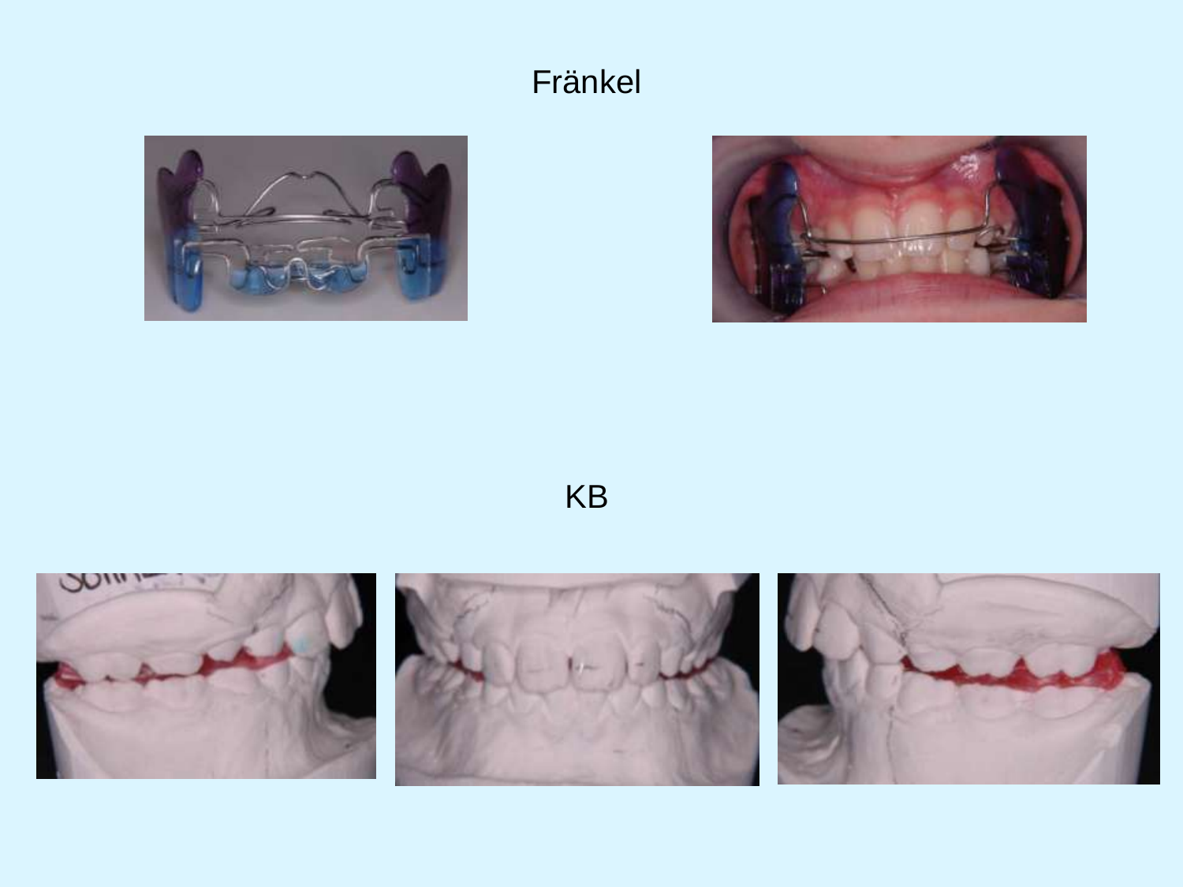Fränkel

KB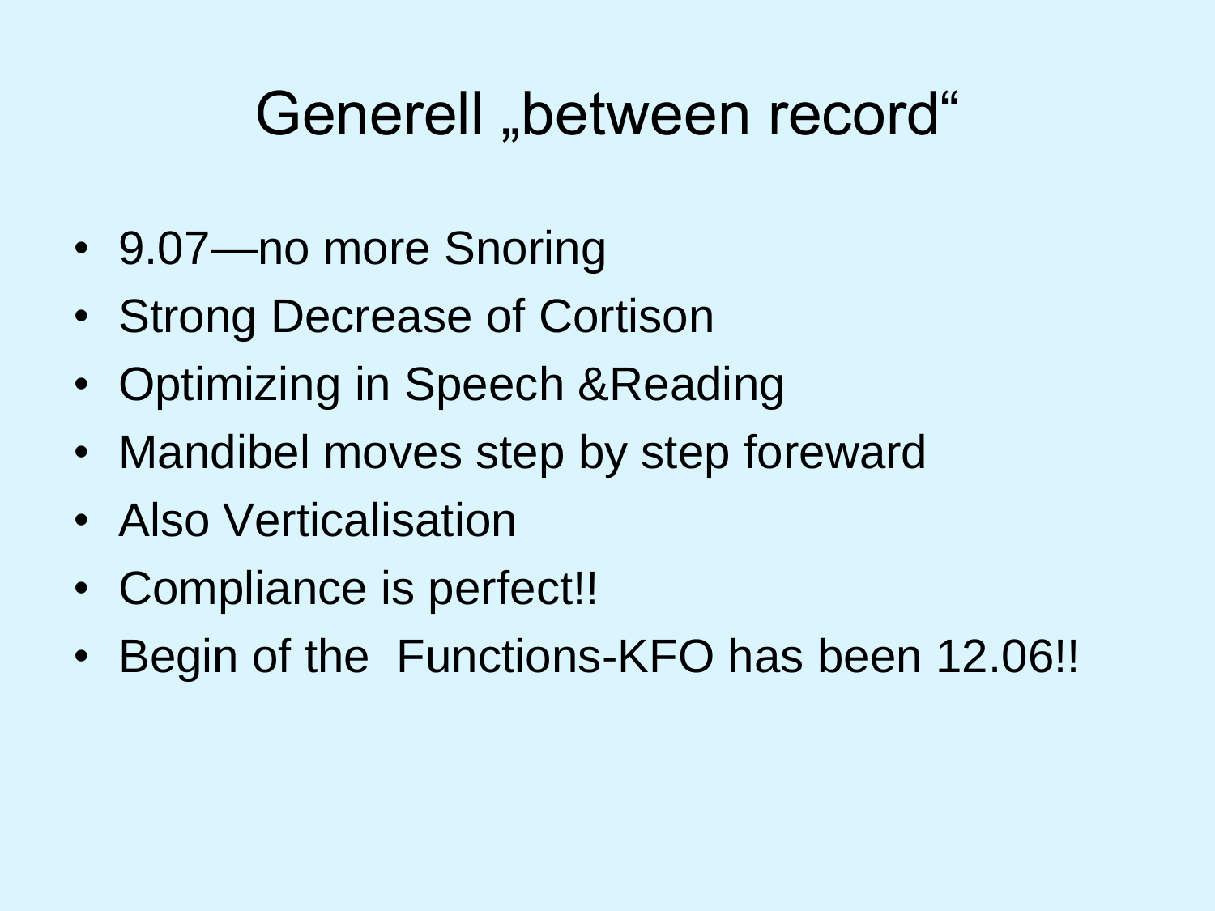# Generell „between record“

- 9.07—no more Snoring
- Strong Decrease of Cortison
- Optimizing in Speech &Reading
- Mandibel moves step by step foreward
- Also Verticalisation
- Compliance is perfect!!
- Begin of the  Functions-KFO has been 12.06!!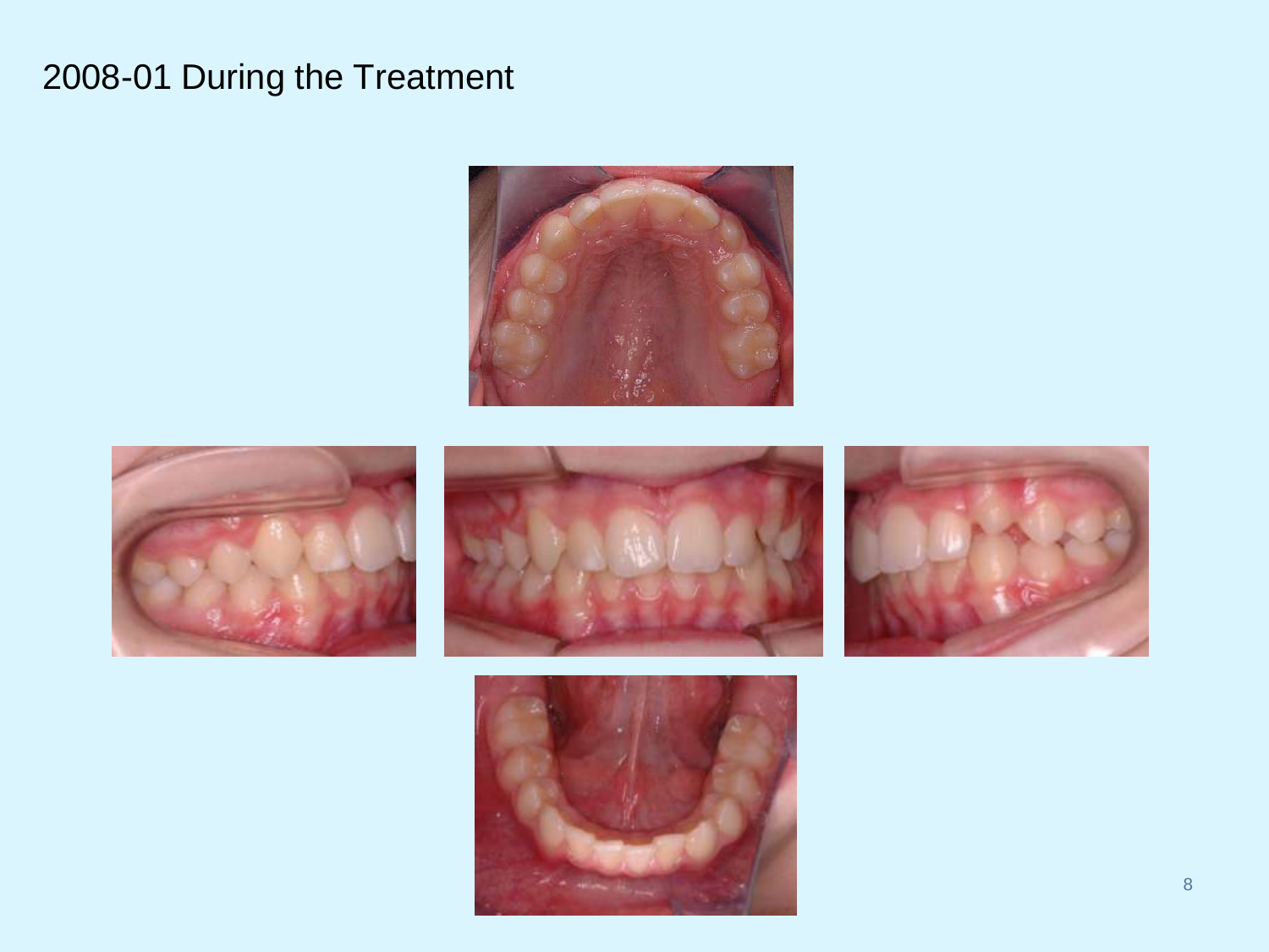# 2008-01 During the Treatment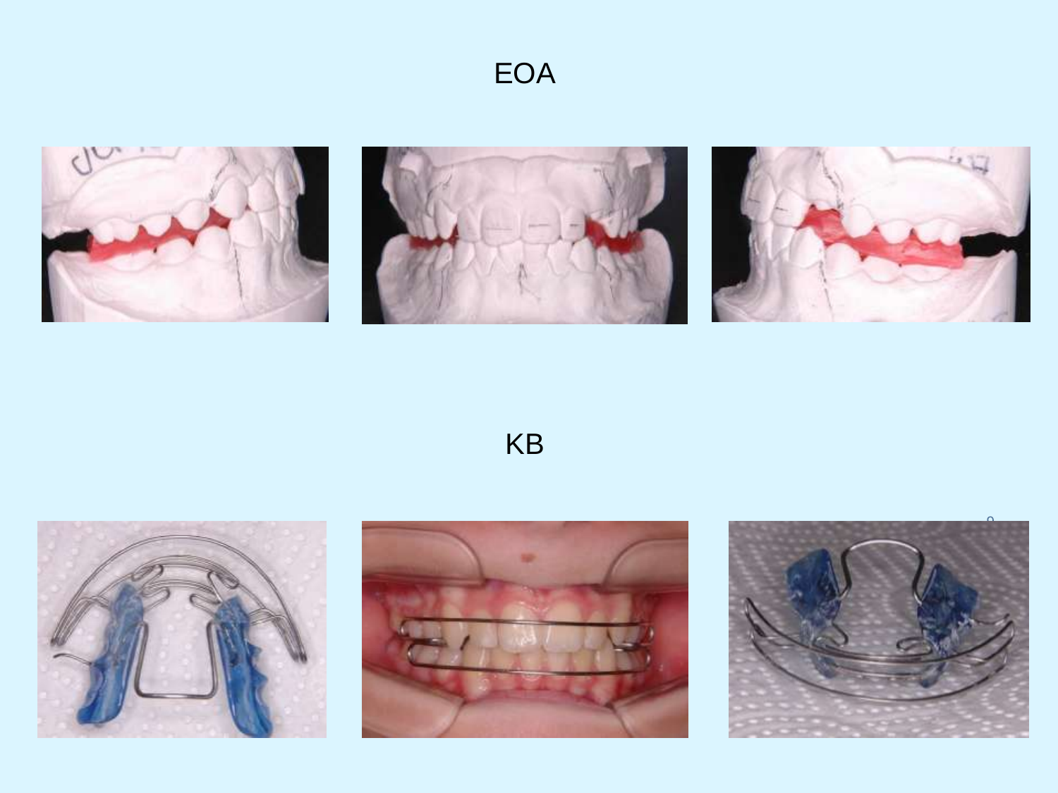# EOA

# KB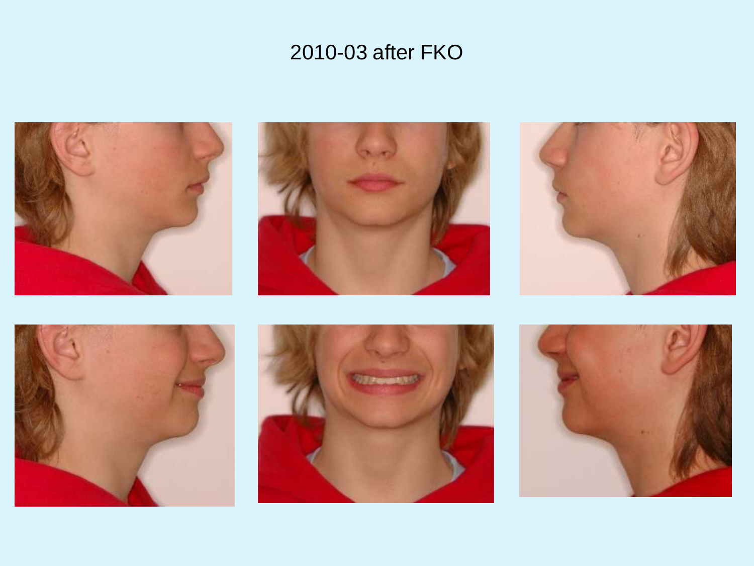# 2010-03 after FKO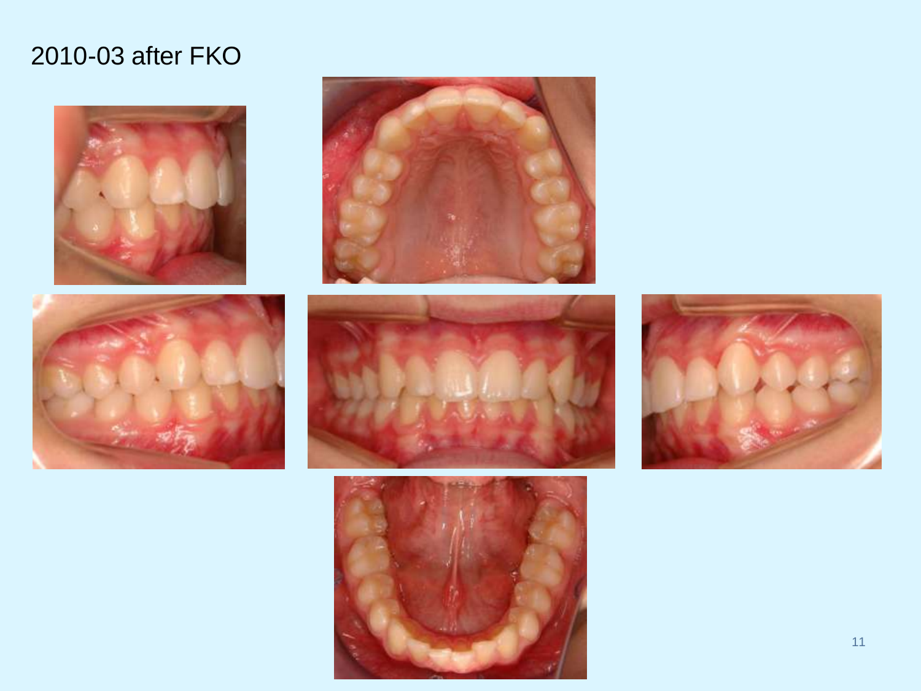# 2010-03 after FKO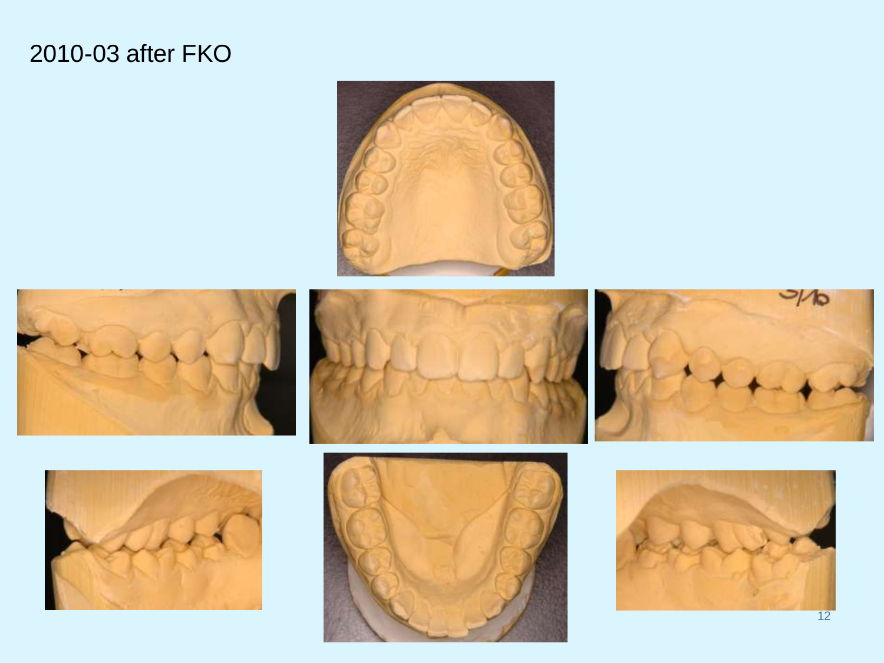# 2010-03 after FKO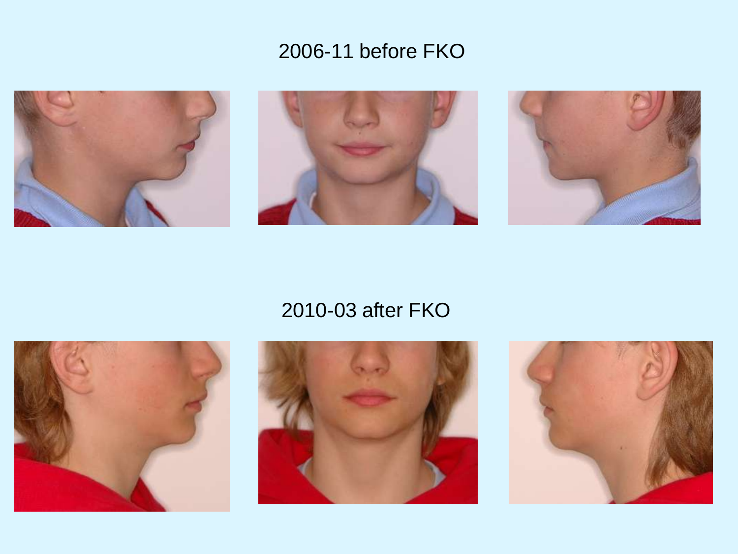2006-11 before FKO

2010-03 after FKO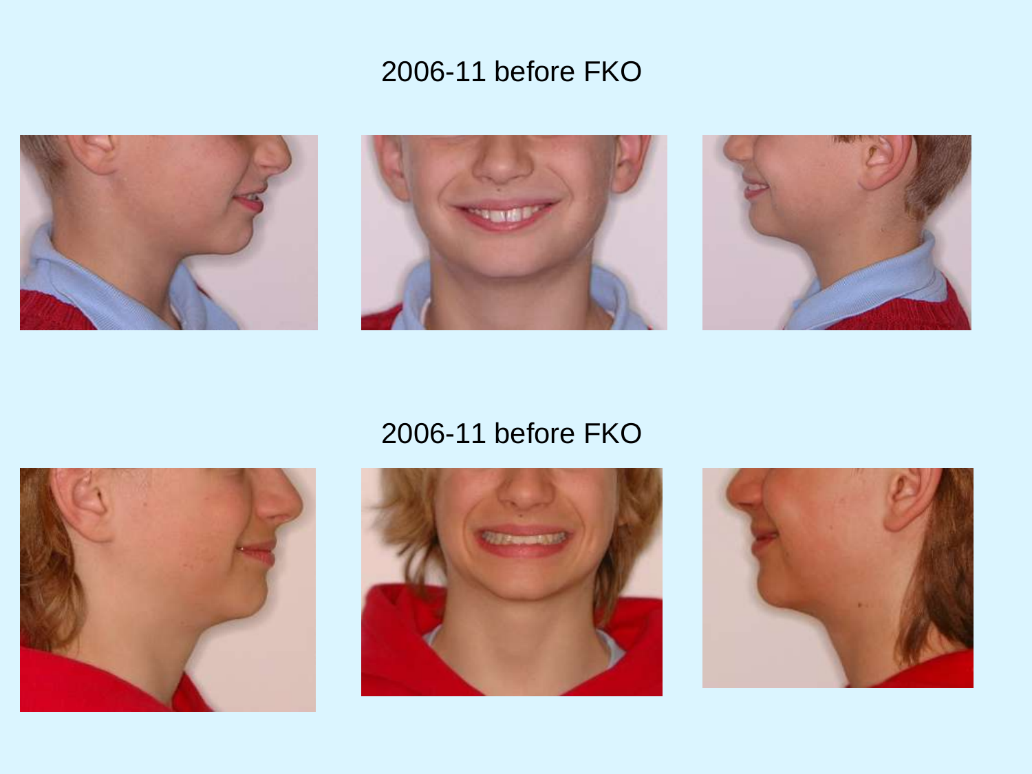2006-11 before FKO

2006-11 before FKO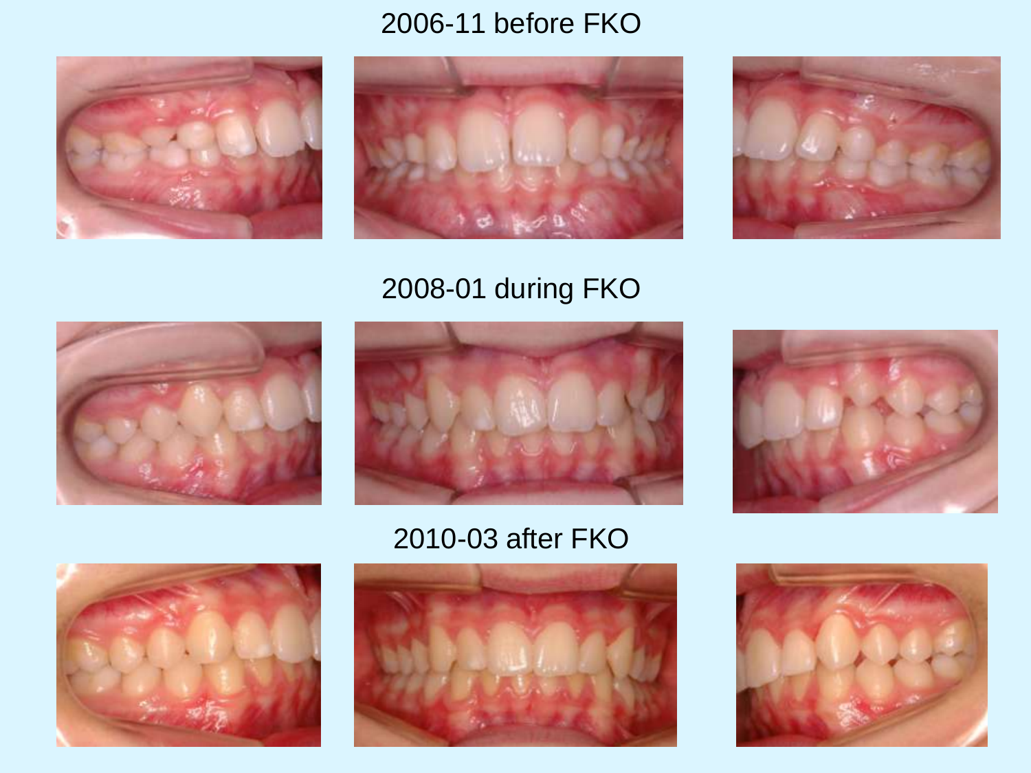2006-11 before FKO

2008-01 during FKO

2010-03 after FKO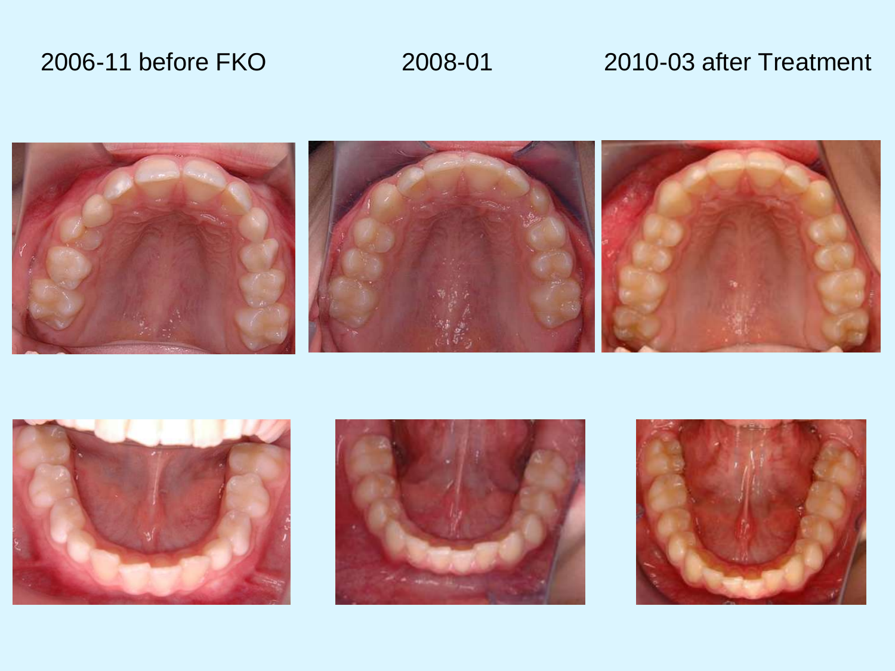2006-11 before FKO

2008-01

2010-03 after Treatment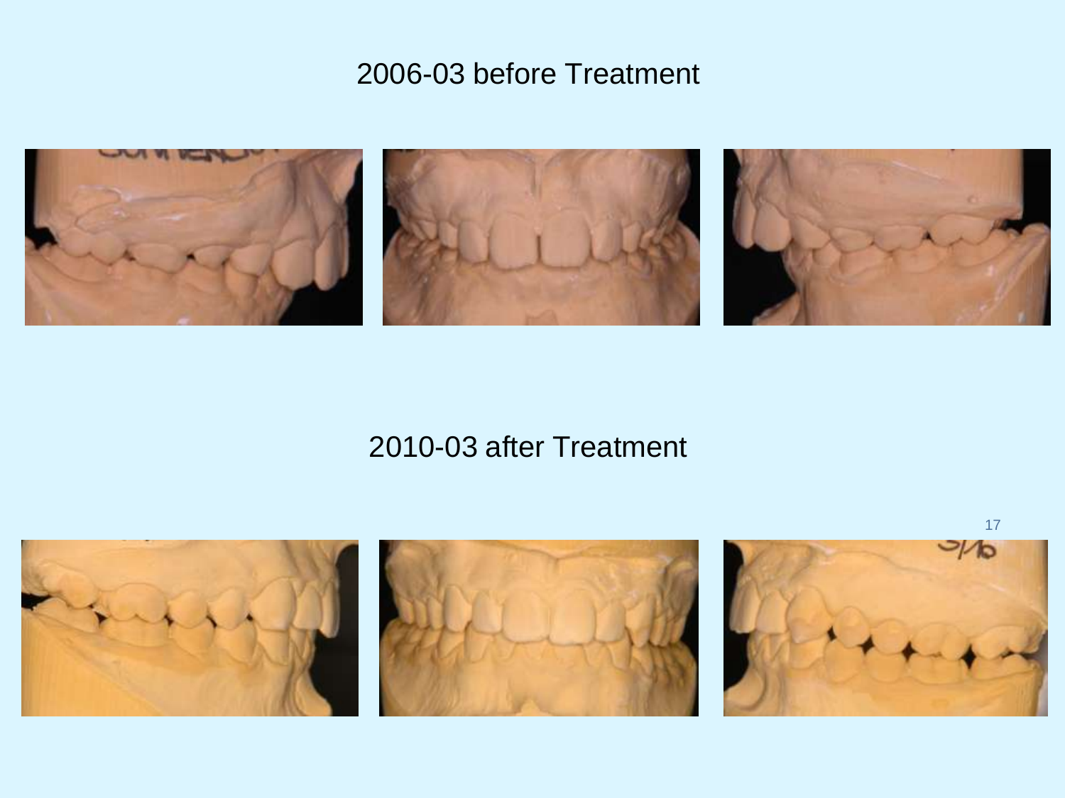## 2006-03 before Treatment

## 2010-03 after Treatment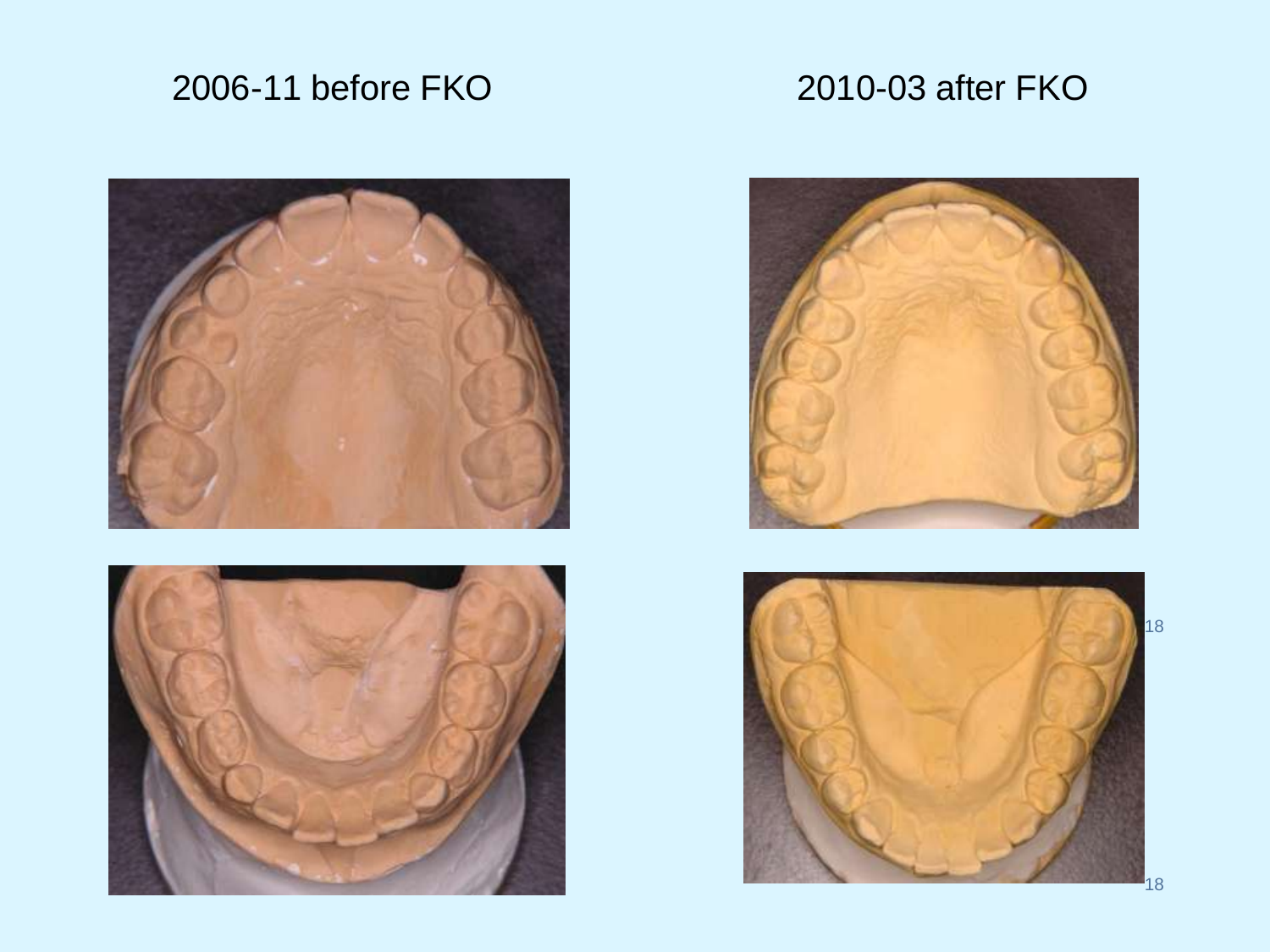2006-11 before FKO

2010-03 after FKO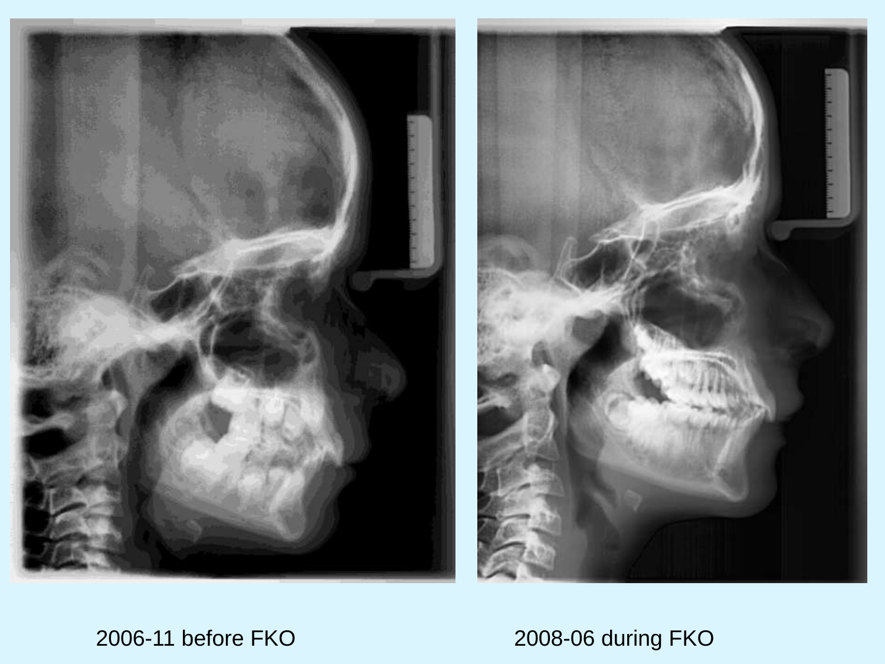2006-11 before FKO

2008-06 during FKO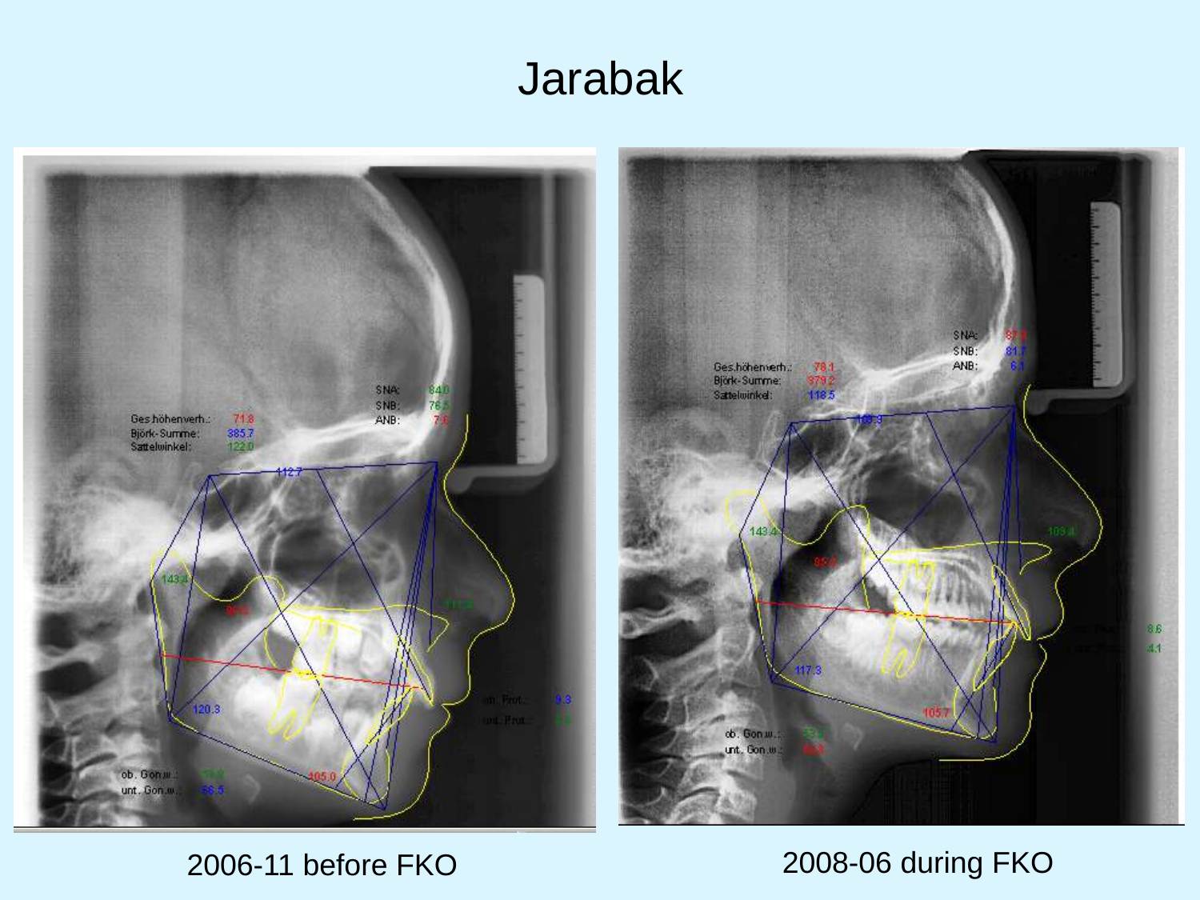# Jarabak

2006-11 before FKO

2008-06 during FKO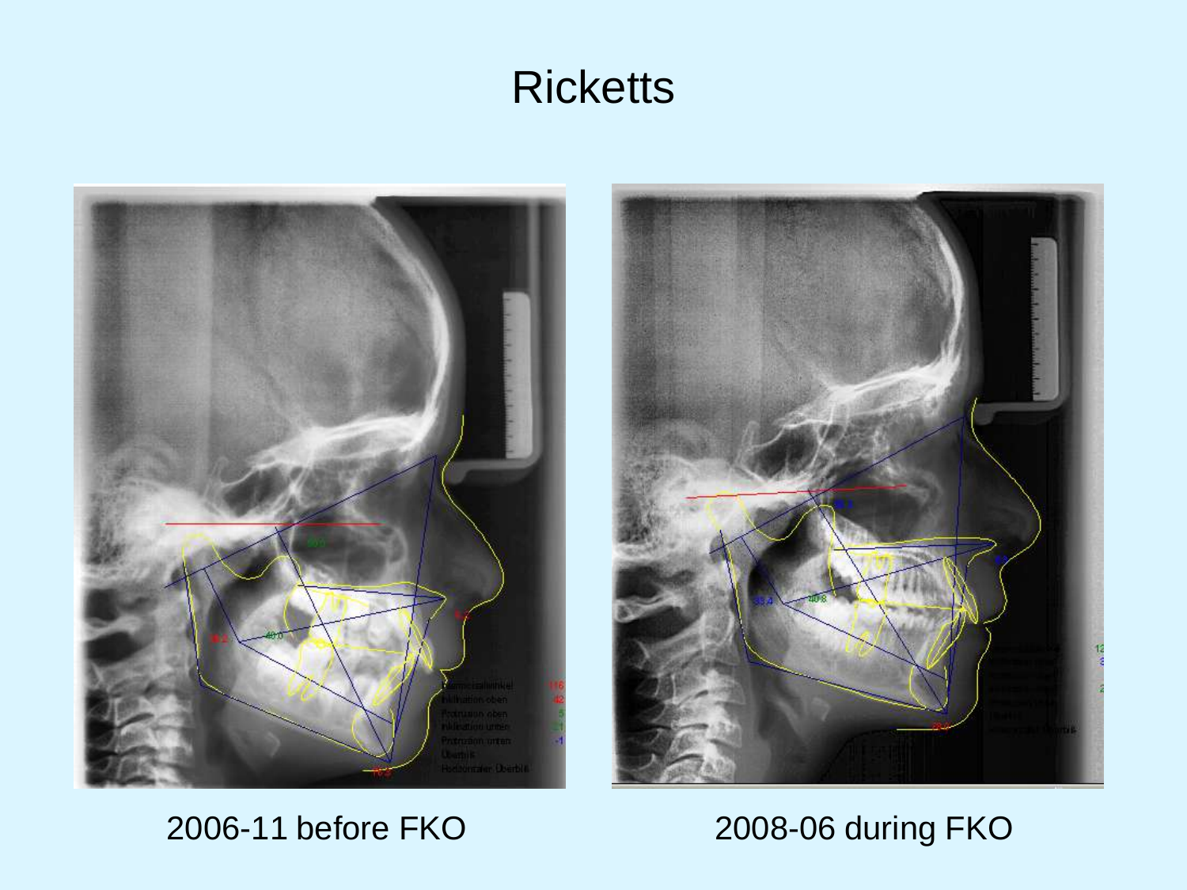# Ricketts

2006-11 before FKO

2008-06 during FKO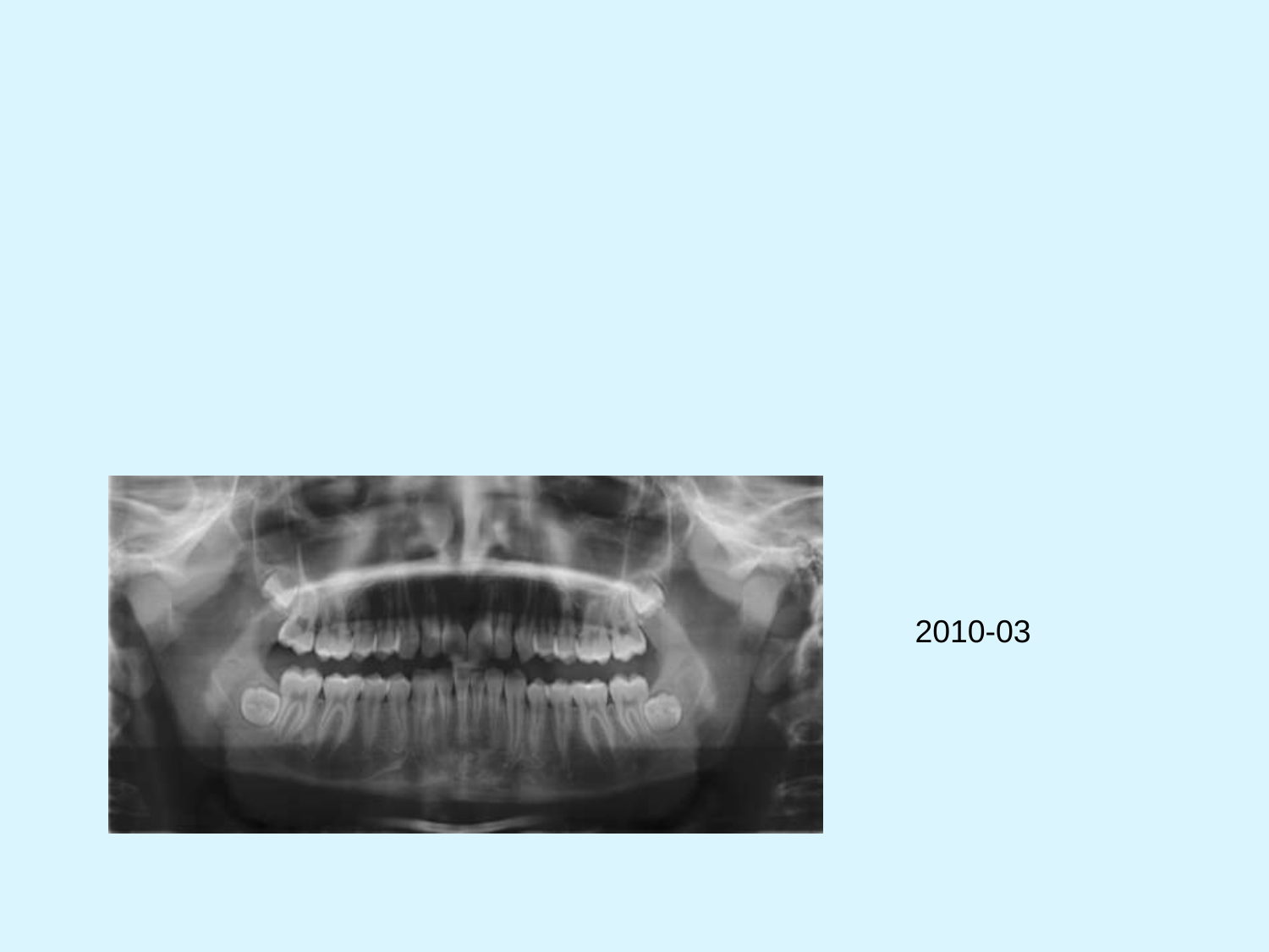2010-03